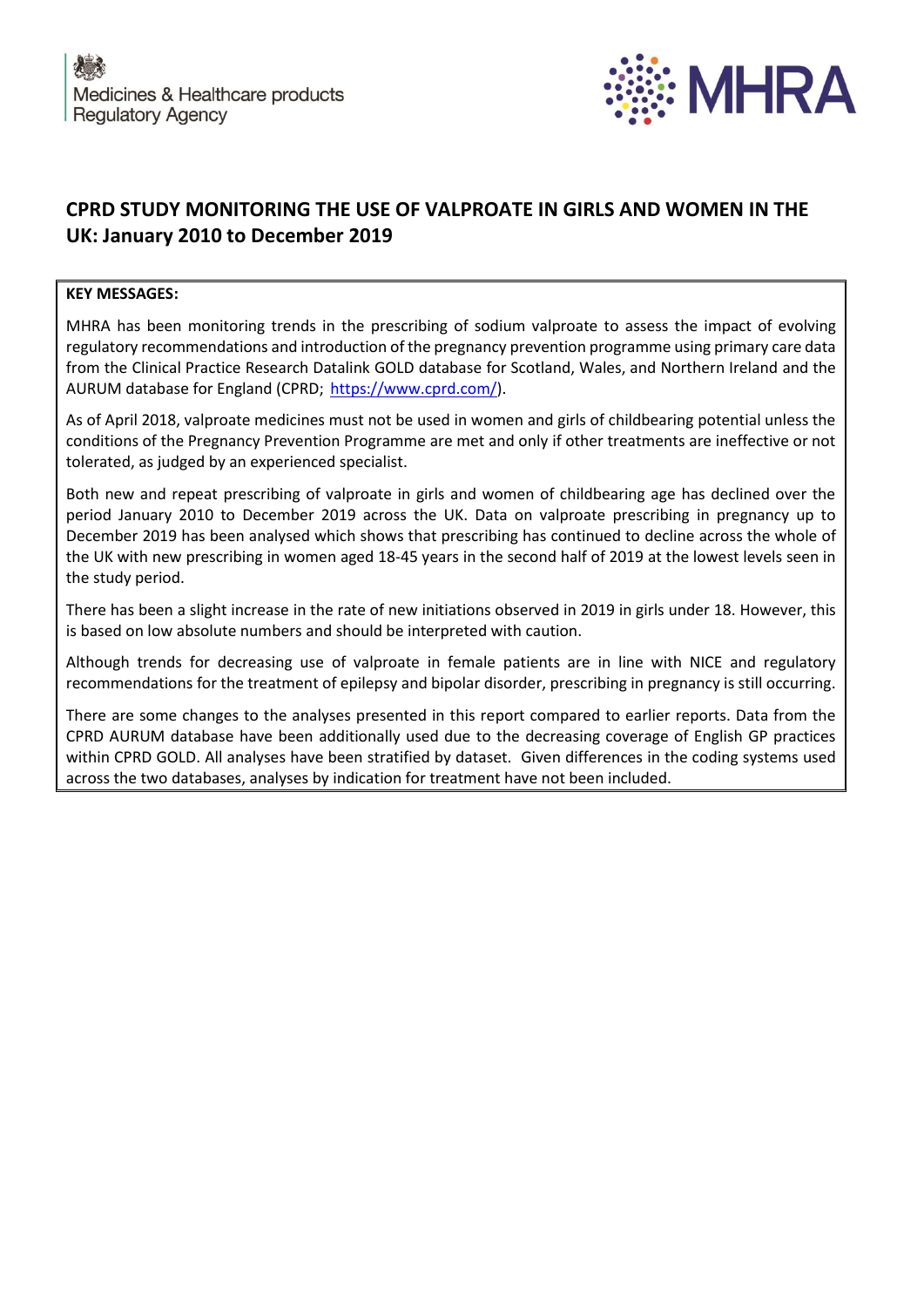Medicines & Healthcare products Regulatory Agency

MHRA

# CPRD STUDY MONITORING THE USE OF VALPROATE IN GIRLS AND WOMEN IN THE UK: January 2010 to December 2019

**KEY MESSAGES:**

MHRA has been monitoring trends in the prescribing of sodium valproate to assess the impact of evolving regulatory recommendations and introduction of the pregnancy prevention programme using primary care data from the Clinical Practice Research Datalink GOLD database for Scotland, Wales, and Northern Ireland and the AURUM database for England (CPRD; https://www.cprd.com/).

As of April 2018, valproate medicines must not be used in women and girls of childbearing potential unless the conditions of the Pregnancy Prevention Programme are met and only if other treatments are ineffective or not tolerated, as judged by an experienced specialist.

Both new and repeat prescribing of valproate in girls and women of childbearing age has declined over the period January 2010 to December 2019 across the UK. Data on valproate prescribing in pregnancy up to December 2019 has been analysed which shows that prescribing has continued to decline across the whole of the UK with new prescribing in women aged 18-45 years in the second half of 2019 at the lowest levels seen in the study period.

There has been a slight increase in the rate of new initiations observed in 2019 in girls under 18. However, this is based on low absolute numbers and should be interpreted with caution.

Although trends for decreasing use of valproate in female patients are in line with NICE and regulatory recommendations for the treatment of epilepsy and bipolar disorder, prescribing in pregnancy is still occurring.

There are some changes to the analyses presented in this report compared to earlier reports. Data from the CPRD AURUM database have been additionally used due to the decreasing coverage of English GP practices within CPRD GOLD. All analyses have been stratified by dataset. Given differences in the coding systems used across the two databases, analyses by indication for treatment have not been included.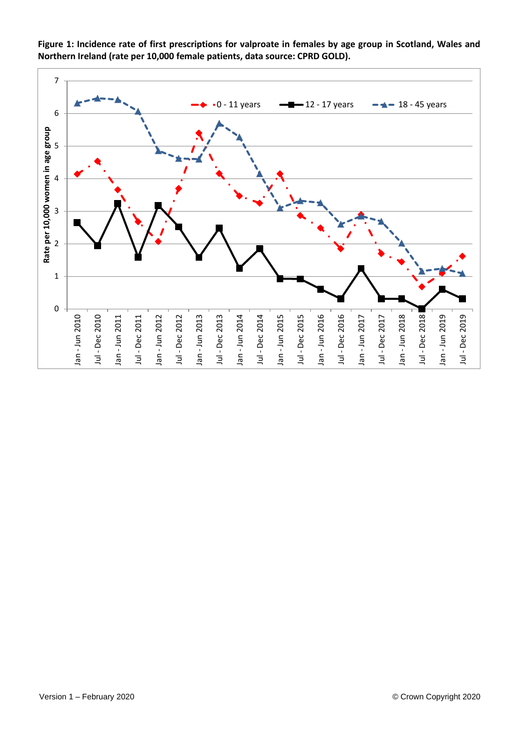**Figure 1: Incidence rate of first prescriptions for valproate in females by age group in Scotland, Wales and Northern Ireland (rate per 10,000 female patients, data source: CPRD GOLD).**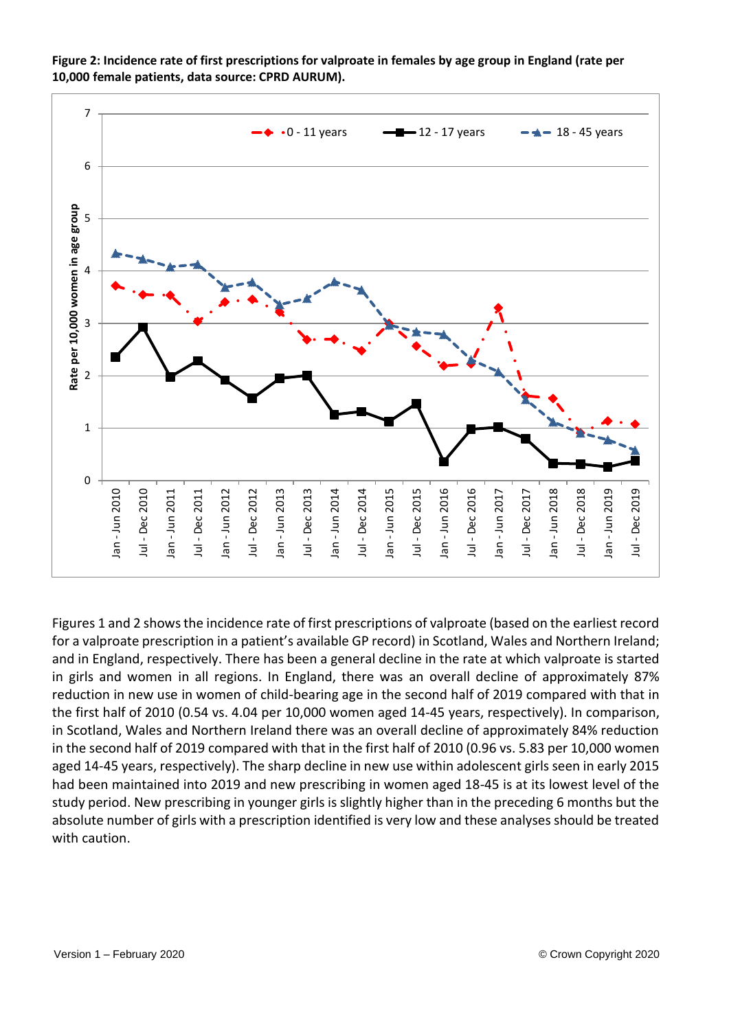**Figure 2: Incidence rate of first prescriptions for valproate in females by age group in England (rate per 10,000 female patients, data source: CPRD AURUM).**

Figures 1 and 2 shows the incidence rate of first prescriptions of valproate (based on the earliest record for a valproate prescription in a patient's available GP record) in Scotland, Wales and Northern Ireland; and in England, respectively. There has been a general decline in the rate at which valproate is started in girls and women in all regions. In England, there was an overall decline of approximately 87% reduction in new use in women of child-bearing age in the second half of 2019 compared with that in the first half of 2010 (0.54 vs. 4.04 per 10,000 women aged 14-45 years, respectively). In comparison, in Scotland, Wales and Northern Ireland there was an overall decline of approximately 84% reduction in the second half of 2019 compared with that in the first half of 2010 (0.96 vs. 5.83 per 10,000 women aged 14-45 years, respectively). The sharp decline in new use within adolescent girls seen in early 2015 had been maintained into 2019 and new prescribing in women aged 18-45 is at its lowest level of the study period. New prescribing in younger girls is slightly higher than in the preceding 6 months but the absolute number of girls with a prescription identified is very low and these analyses should be treated with caution.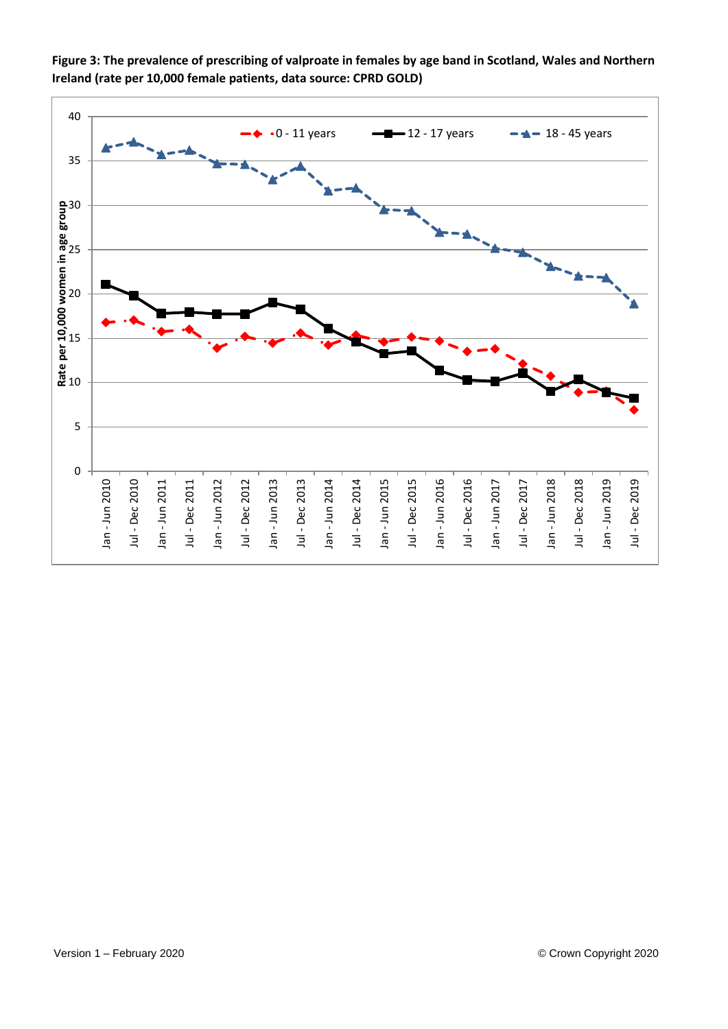**Figure 3: The prevalence of prescribing of valproate in females by age band in Scotland, Wales and Northern Ireland (rate per 10,000 female patients, data source: CPRD GOLD)**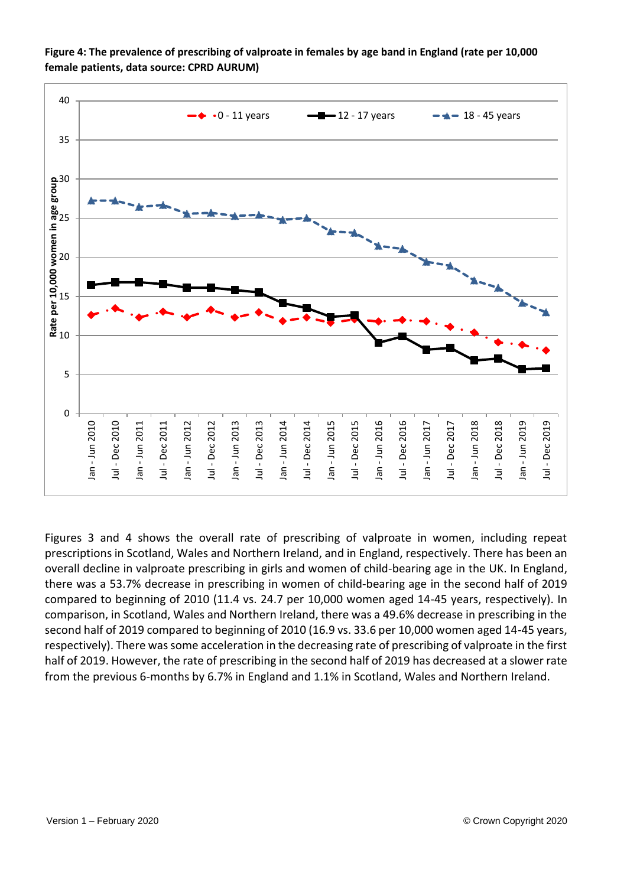**Figure 4: The prevalence of prescribing of valproate in females by age band in England (rate per 10,000 female patients, data source: CPRD AURUM)**

Figures 3 and 4 shows the overall rate of prescribing of valproate in women, including repeat prescriptions in Scotland, Wales and Northern Ireland, and in England, respectively. There has been an overall decline in valproate prescribing in girls and women of child-bearing age in the UK. In England, there was a 53.7% decrease in prescribing in women of child-bearing age in the second half of 2019 compared to beginning of 2010 (11.4 vs. 24.7 per 10,000 women aged 14-45 years, respectively). In comparison, in Scotland, Wales and Northern Ireland, there was a 49.6% decrease in prescribing in the second half of 2019 compared to beginning of 2010 (16.9 vs. 33.6 per 10,000 women aged 14-45 years, respectively). There was some acceleration in the decreasing rate of prescribing of valproate in the first half of 2019. However, the rate of prescribing in the second half of 2019 has decreased at a slower rate from the previous 6-months by 6.7% in England and 1.1% in Scotland, Wales and Northern Ireland.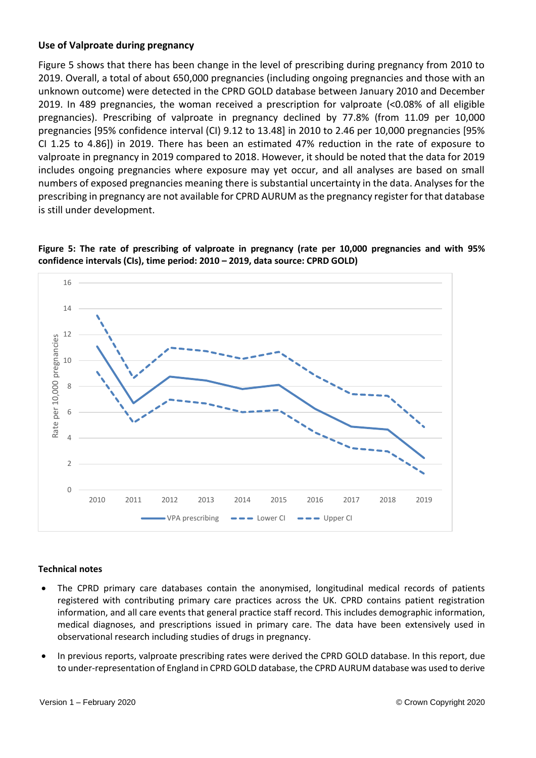### Use of Valproate during pregnancy

Figure 5 shows that there has been change in the level of prescribing during pregnancy from 2010 to 2019. Overall, a total of about 650,000 pregnancies (including ongoing pregnancies and those with an unknown outcome) were detected in the CPRD GOLD database between January 2010 and December 2019. In 489 pregnancies, the woman received a prescription for valproate (<0.08% of all eligible pregnancies). Prescribing of valproate in pregnancy declined by 77.8% (from 11.09 per 10,000 pregnancies [95% confidence interval (CI) 9.12 to 13.48] in 2010 to 2.46 per 10,000 pregnancies [95% CI 1.25 to 4.86]) in 2019. There has been an estimated 47% reduction in the rate of exposure to valproate in pregnancy in 2019 compared to 2018. However, it should be noted that the data for 2019 includes ongoing pregnancies where exposure may yet occur, and all analyses are based on small numbers of exposed pregnancies meaning there is substantial uncertainty in the data. Analyses for the prescribing in pregnancy are not available for CPRD AURUM as the pregnancy register for that database is still under development.

**Figure 5: The rate of prescribing of valproate in pregnancy (rate per 10,000 pregnancies and with 95% confidence intervals (CIs), time period: 2010 – 2019, data source: CPRD GOLD)**

### Technical notes

- The CPRD primary care databases contain the anonymised, longitudinal medical records of patients registered with contributing primary care practices across the UK. CPRD contains patient registration information, and all care events that general practice staff record. This includes demographic information, medical diagnoses, and prescriptions issued in primary care. The data have been extensively used in observational research including studies of drugs in pregnancy.
- In previous reports, valproate prescribing rates were derived the CPRD GOLD database. In this report, due to under-representation of England in CPRD GOLD database, the CPRD AURUM database was used to derive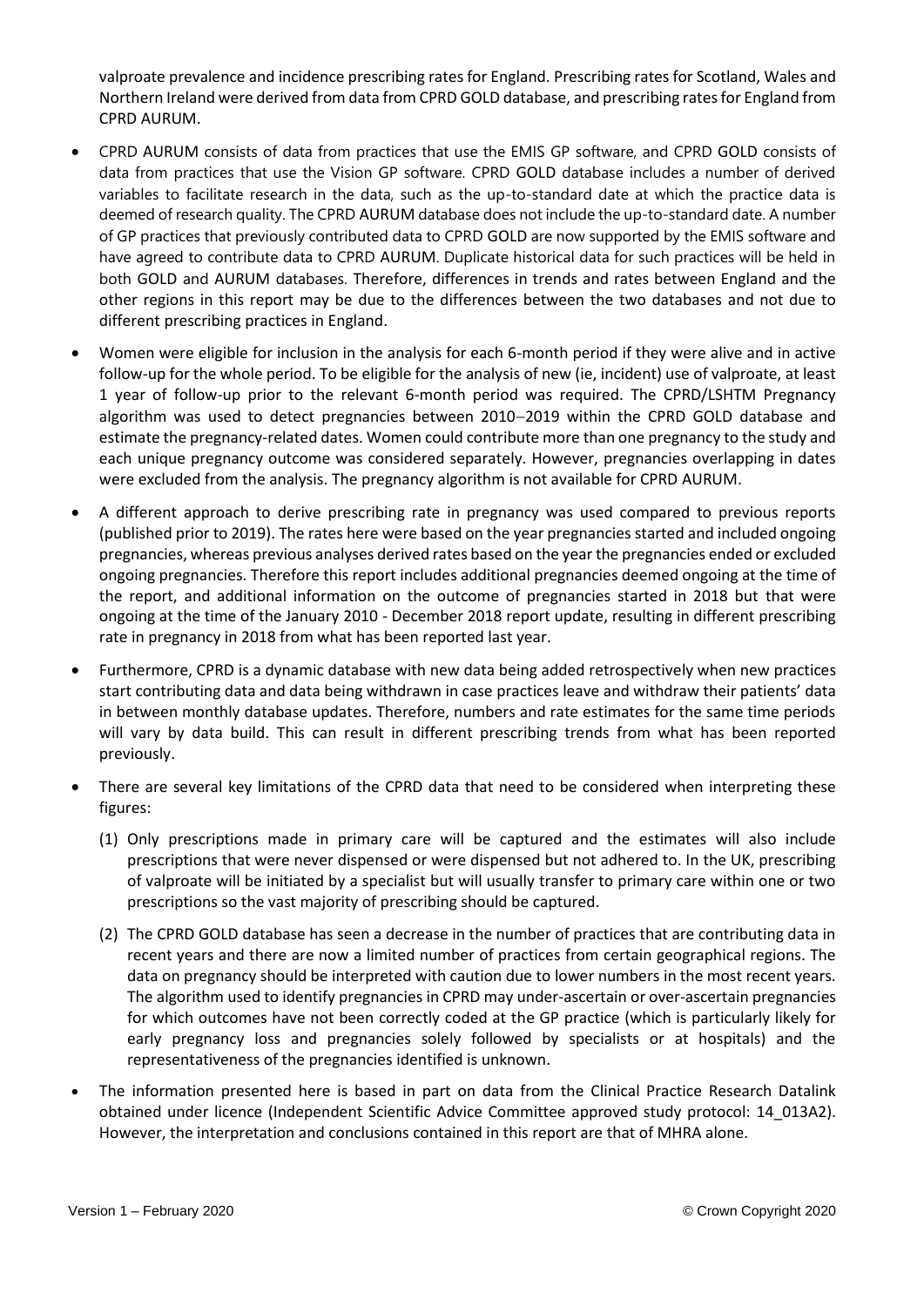valproate prevalence and incidence prescribing rates for England. Prescribing rates for Scotland, Wales and Northern Ireland were derived from data from CPRD GOLD database, and prescribing rates for England from CPRD AURUM.

- CPRD AURUM consists of data from practices that use the EMIS GP software, and CPRD GOLD consists of data from practices that use the Vision GP software. CPRD GOLD database includes a number of derived variables to facilitate research in the data, such as the up-to-standard date at which the practice data is deemed of research quality. The CPRD AURUM database does not include the up-to-standard date. A number of GP practices that previously contributed data to CPRD GOLD are now supported by the EMIS software and have agreed to contribute data to CPRD AURUM. Duplicate historical data for such practices will be held in both GOLD and AURUM databases. Therefore, differences in trends and rates between England and the other regions in this report may be due to the differences between the two databases and not due to different prescribing practices in England.
- Women were eligible for inclusion in the analysis for each 6-month period if they were alive and in active follow-up for the whole period. To be eligible for the analysis of new (ie, incident) use of valproate, at least 1 year of follow-up prior to the relevant 6-month period was required. The CPRD/LSHTM Pregnancy algorithm was used to detect pregnancies between 2010–2019 within the CPRD GOLD database and estimate the pregnancy-related dates. Women could contribute more than one pregnancy to the study and each unique pregnancy outcome was considered separately. However, pregnancies overlapping in dates were excluded from the analysis. The pregnancy algorithm is not available for CPRD AURUM.
- A different approach to derive prescribing rate in pregnancy was used compared to previous reports (published prior to 2019). The rates here were based on the year pregnancies started and included ongoing pregnancies, whereas previous analyses derived rates based on the year the pregnancies ended or excluded ongoing pregnancies. Therefore this report includes additional pregnancies deemed ongoing at the time of the report, and additional information on the outcome of pregnancies started in 2018 but that were ongoing at the time of the January 2010 - December 2018 report update, resulting in different prescribing rate in pregnancy in 2018 from what has been reported last year.
- Furthermore, CPRD is a dynamic database with new data being added retrospectively when new practices start contributing data and data being withdrawn in case practices leave and withdraw their patients' data in between monthly database updates. Therefore, numbers and rate estimates for the same time periods will vary by data build. This can result in different prescribing trends from what has been reported previously.
- There are several key limitations of the CPRD data that need to be considered when interpreting these figures:
  (1) Only prescriptions made in primary care will be captured and the estimates will also include prescriptions that were never dispensed or were dispensed but not adhered to. In the UK, prescribing of valproate will be initiated by a specialist but will usually transfer to primary care within one or two prescriptions so the vast majority of prescribing should be captured.
  (2) The CPRD GOLD database has seen a decrease in the number of practices that are contributing data in recent years and there are now a limited number of practices from certain geographical regions. The data on pregnancy should be interpreted with caution due to lower numbers in the most recent years. The algorithm used to identify pregnancies in CPRD may under-ascertain or over-ascertain pregnancies for which outcomes have not been correctly coded at the GP practice (which is particularly likely for early pregnancy loss and pregnancies solely followed by specialists or at hospitals) and the representativeness of the pregnancies identified is unknown.
- The information presented here is based in part on data from the Clinical Practice Research Datalink obtained under licence (Independent Scientific Advice Committee approved study protocol: 14_013A2). However, the interpretation and conclusions contained in this report are that of MHRA alone.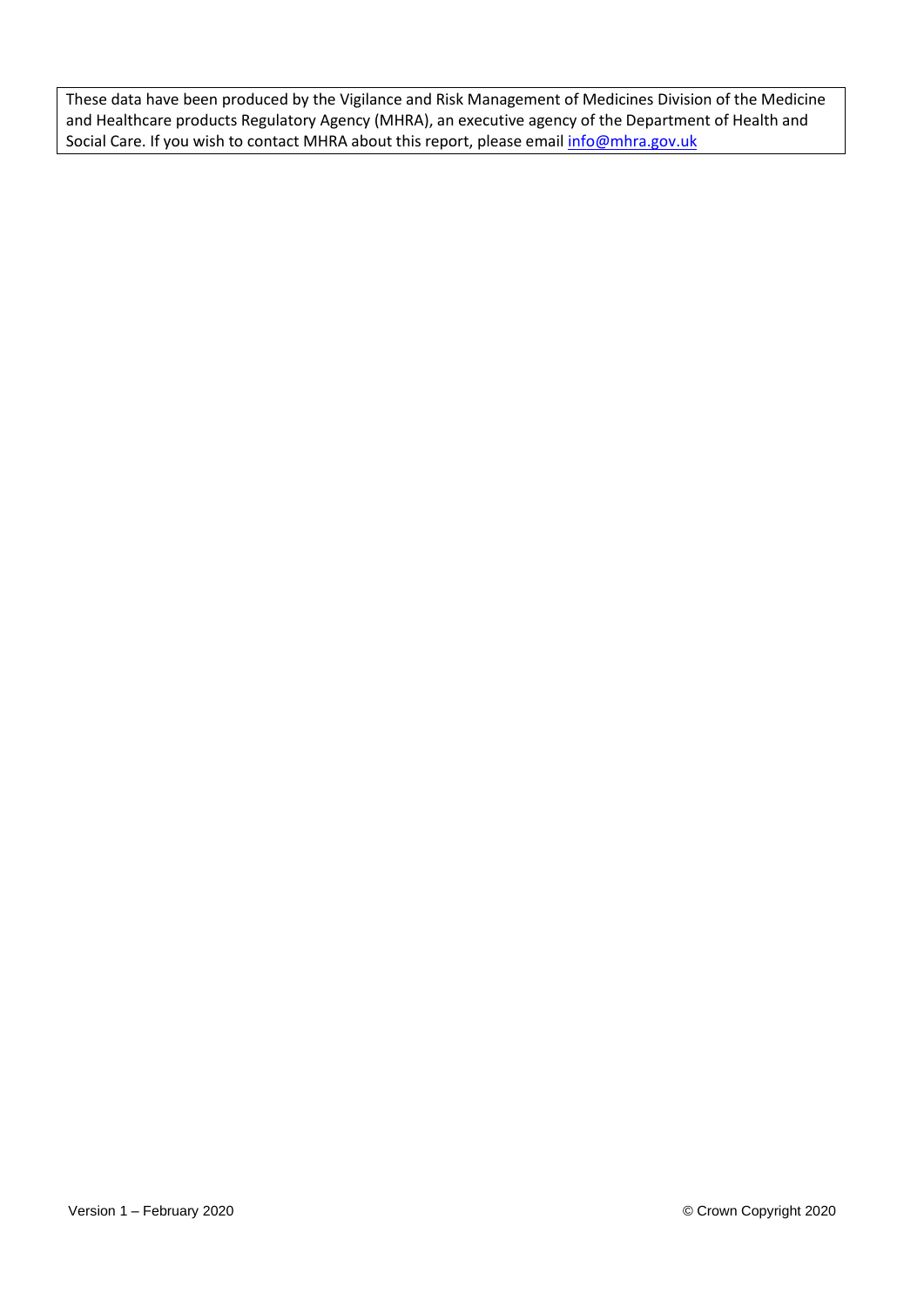These data have been produced by the Vigilance and Risk Management of Medicines Division of the Medicine and Healthcare products Regulatory Agency (MHRA), an executive agency of the Department of Health and Social Care. If you wish to contact MHRA about this report, please email info@mhra.gov.uk

Version 1 – February 2020

© Crown Copyright 2020